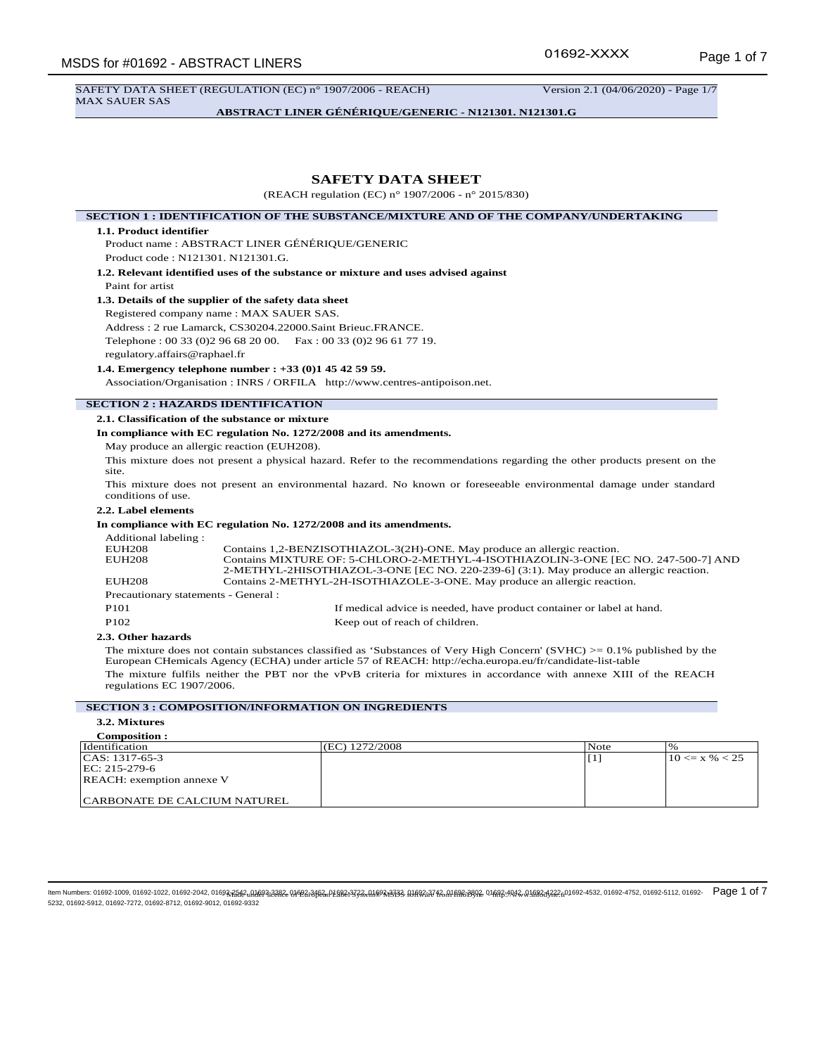SAFETY DATA SHEET (REGULATION (EC) n° 1907/2006 - REACH) Version 2.1 (04/06/2020) - Page 1/7
MAX SAUER SAS

**ABSTRACT LINER GÉNÉRIQUE/GENERIC - N121301. N121301.G**

# SAFETY DATA SHEET

(REACH regulation (EC) n° 1907/2006 - n° 2015/830)

## SECTION 1 : IDENTIFICATION OF THE SUBSTANCE/MIXTURE AND OF THE COMPANY/UNDERTAKING

**1.1. Product identifier**

Product name : ABSTRACT LINER GÉNÉRIQUE/GENERIC

Product code : N121301. N121301.G.

**1.2. Relevant identified uses of the substance or mixture and uses advised against**

Paint for artist

**1.3. Details of the supplier of the safety data sheet**

Registered company name : MAX SAUER SAS.

Address : 2 rue Lamarck, CS30204.22000.Saint Brieuc.FRANCE.

Telephone : 00 33 (0)2 96 68 20 00. Fax : 00 33 (0)2 96 61 77 19.

regulatory.affairs@raphael.fr

**1.4. Emergency telephone number : +33 (0)1 45 42 59 59.**

Association/Organisation : INRS / ORFILA http://www.centres-antipoison.net.

## SECTION 2 : HAZARDS IDENTIFICATION

**2.1. Classification of the substance or mixture**

**In compliance with EC regulation No. 1272/2008 and its amendments.**

May produce an allergic reaction (EUH208).

This mixture does not present a physical hazard. Refer to the recommendations regarding the other products present on the site.

This mixture does not present an environmental hazard. No known or foreseeable environmental damage under standard conditions of use.

**2.2. Label elements**

**In compliance with EC regulation No. 1272/2008 and its amendments.**

Additional labeling :

| | |
|---|---|
| EUH208 | Contains 1,2-BENZISOTHIAZOL-3(2H)-ONE. May produce an allergic reaction. |
| EUH208 | Contains MIXTURE OF: 5-CHLORO-2-METHYL-4-ISOTHIAZOLIN-3-ONE [EC NO. 247-500-7] AND 2-METHYL-2HISOTHIAZOL-3-ONE [EC NO. 220-239-6] (3:1). May produce an allergic reaction. |
| EUH208 | Contains 2-METHYL-2H-ISOTHIAZOLE-3-ONE. May produce an allergic reaction. |

Precautionary statements - General :

| | |
|---|---|
| P101 | If medical advice is needed, have product container or label at hand. |
| P102 | Keep out of reach of children. |

**2.3. Other hazards**

The mixture does not contain substances classified as 'Substances of Very High Concern' (SVHC) >= 0.1% published by the European CHemicals Agency (ECHA) under article 57 of REACH: http://echa.europa.eu/fr/candidate-list-table

The mixture fulfils neither the PBT nor the vPvB criteria for mixtures in accordance with annexe XIII of the REACH regulations EC 1907/2006.

## SECTION 3 : COMPOSITION/INFORMATION ON INGREDIENTS

**3.2. Mixtures**

**Composition :**

| Identification | (EC) 1272/2008 | Note | % |
|---|---|---|---|
| CAS: 1317-65-3<br>EC: 215-279-6<br>REACH: exemption annexe V<br><br>CARBONATE DE CALCIUM NATUREL | | [1] | 10 <= x % < 25 |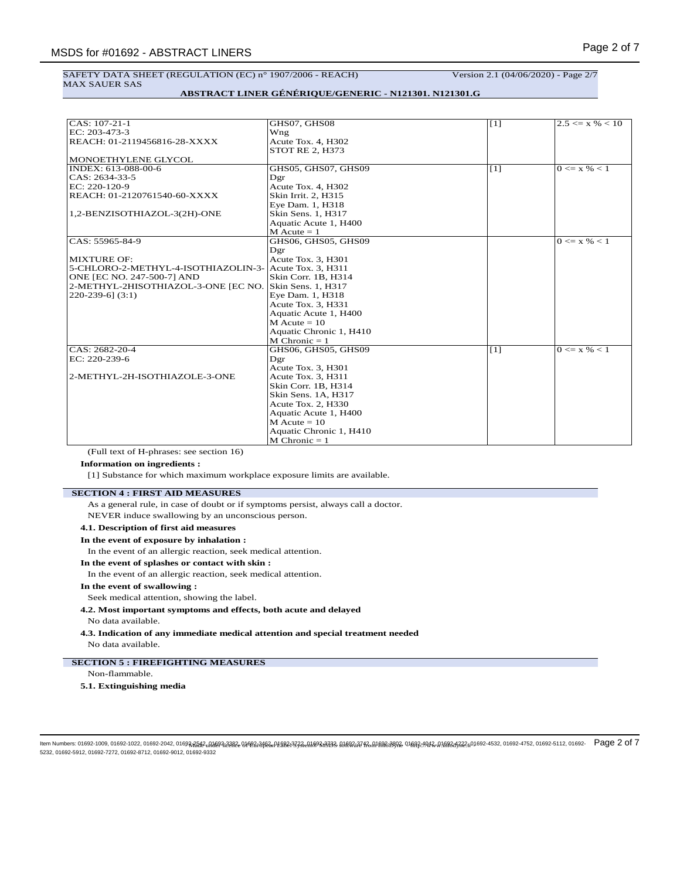SAFETY DATA SHEET (REGULATION (EC) n° 1907/2006 - REACH) Version 2.1 (04/06/2020) - Page 2/7
MAX SAUER SAS

**ABSTRACT LINER GÉNÉRIQUE/GENERIC - N121301. N121301.G**

| | | | |
|---|---|---|---|
| CAS: 107-21-1<br>EC: 203-473-3<br>REACH: 01-2119456816-28-XXXX<br><br>MONOETHYLENE GLYCOL | GHS07, GHS08<br>Wng<br>Acute Tox. 4, H302<br>STOT RE 2, H373 | [1] | 2.5 <= x % < 10 |
| INDEX: 613-088-00-6<br>CAS: 2634-33-5<br>EC: 220-120-9<br>REACH: 01-2120761540-60-XXXX<br><br>1,2-BENZISOTHIAZOL-3(2H)-ONE | GHS05, GHS07, GHS09<br>Dgr<br>Acute Tox. 4, H302<br>Skin Irrit. 2, H315<br>Eye Dam. 1, H318<br>Skin Sens. 1, H317<br>Aquatic Acute 1, H400<br>M Acute = 1 | [1] | 0 <= x % < 1 |
| CAS: 55965-84-9<br><br>MIXTURE OF:<br>5-CHLORO-2-METHYL-4-ISOTHIAZOLIN-3-ONE [EC NO. 247-500-7] AND<br>2-METHYL-2HISOTHIAZOL-3-ONE [EC NO. 220-239-6] (3:1) | GHS06, GHS05, GHS09<br>Dgr<br>Acute Tox. 3, H301<br>Acute Tox. 3, H311<br>Skin Corr. 1B, H314<br>Skin Sens. 1, H317<br>Eye Dam. 1, H318<br>Acute Tox. 3, H331<br>Aquatic Acute 1, H400<br>M Acute = 10<br>Aquatic Chronic 1, H410<br>M Chronic = 1 | | 0 <= x % < 1 |
| CAS: 2682-20-4<br>EC: 220-239-6<br><br>2-METHYL-2H-ISOTHIAZOLE-3-ONE | GHS06, GHS05, GHS09<br>Dgr<br>Acute Tox. 3, H301<br>Acute Tox. 3, H311<br>Skin Corr. 1B, H314<br>Skin Sens. 1A, H317<br>Acute Tox. 2, H330<br>Aquatic Acute 1, H400<br>M Acute = 10<br>Aquatic Chronic 1, H410<br>M Chronic = 1 | [1] | 0 <= x % < 1 |

(Full text of H-phrases: see section 16)

**Information on ingredients :**

[1] Substance for which maximum workplace exposure limits are available.

## SECTION 4 : FIRST AID MEASURES

As a general rule, in case of doubt or if symptoms persist, always call a doctor.

NEVER induce swallowing by an unconscious person.

**4.1. Description of first aid measures**

**In the event of exposure by inhalation :**

In the event of an allergic reaction, seek medical attention.

**In the event of splashes or contact with skin :**

In the event of an allergic reaction, seek medical attention.

**In the event of swallowing :**

Seek medical attention, showing the label.

**4.2. Most important symptoms and effects, both acute and delayed**

No data available.

**4.3. Indication of any immediate medical attention and special treatment needed**

No data available.

## SECTION 5 : FIREFIGHTING MEASURES

Non-flammable.

**5.1. Extinguishing media**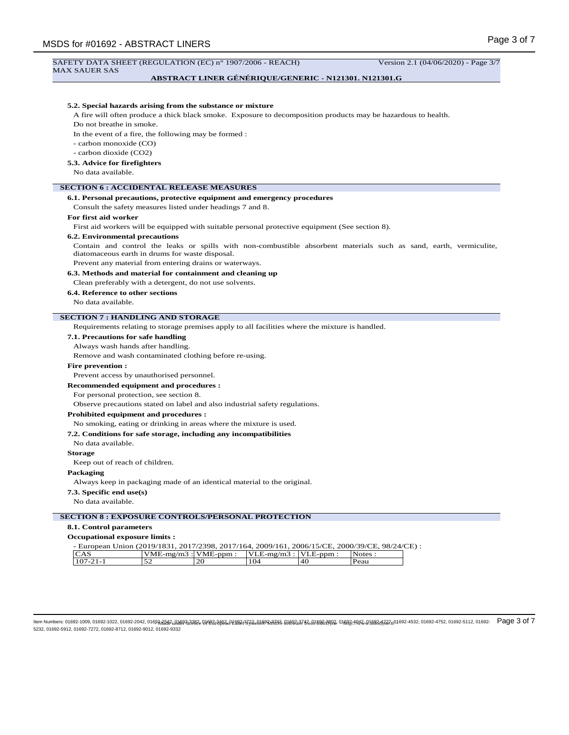#### 5.2. Special hazards arising from the substance or mixture

A fire will often produce a thick black smoke. Exposure to decomposition products may be hazardous to health.

Do not breathe in smoke.

In the event of a fire, the following may be formed :

- carbon monoxide (CO)
- carbon dioxide (CO2)

#### 5.3. Advice for firefighters

No data available.

## SECTION 6 : ACCIDENTAL RELEASE MEASURES

#### 6.1. Personal precautions, protective equipment and emergency procedures

Consult the safety measures listed under headings 7 and 8.

**For first aid worker**

First aid workers will be equipped with suitable personal protective equipment (See section 8).

#### 6.2. Environmental precautions

Contain and control the leaks or spills with non-combustible absorbent materials such as sand, earth, vermiculite, diatomaceous earth in drums for waste disposal.

Prevent any material from entering drains or waterways.

#### 6.3. Methods and material for containment and cleaning up

Clean preferably with a detergent, do not use solvents.

#### 6.4. Reference to other sections

No data available.

## SECTION 7 : HANDLING AND STORAGE

Requirements relating to storage premises apply to all facilities where the mixture is handled.

#### 7.1. Precautions for safe handling

Always wash hands after handling.

Remove and wash contaminated clothing before re-using.

**Fire prevention :**

Prevent access by unauthorised personnel.

**Recommended equipment and procedures :**

For personal protection, see section 8.

Observe precautions stated on label and also industrial safety regulations.

**Prohibited equipment and procedures :**

No smoking, eating or drinking in areas where the mixture is used.

#### 7.2. Conditions for safe storage, including any incompatibilities

No data available.

**Storage**

Keep out of reach of children.

**Packaging**

Always keep in packaging made of an identical material to the original.

#### 7.3. Specific end use(s)

No data available.

## SECTION 8 : EXPOSURE CONTROLS/PERSONAL PROTECTION

#### 8.1. Control parameters

**Occupational exposure limits :**

- European Union (2019/1831, 2017/2398, 2017/164, 2009/161, 2006/15/CE, 2000/39/CE, 98/24/CE) :

| CAS | VME-mg/m3 : | VME-ppm : | VLE-mg/m3 : | VLE-ppm : | Notes : |
|---|---|---|---|---|---|
| 107-21-1 | 52 | 20 | 104 | 40 | Peau |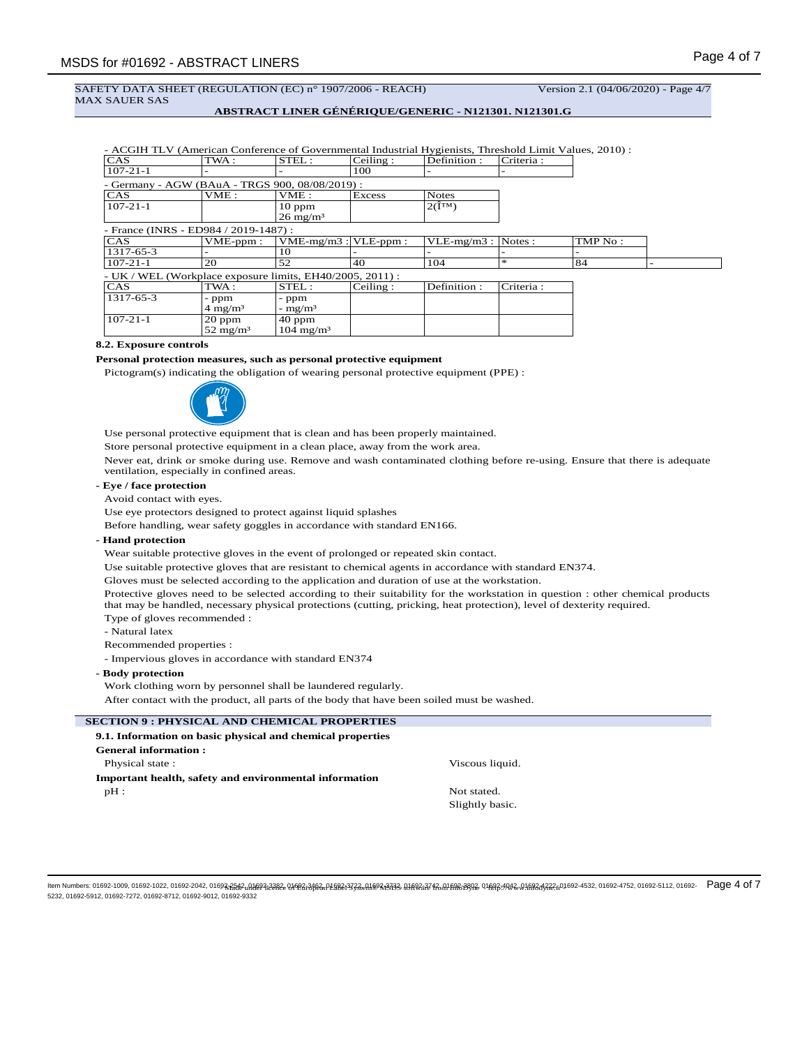- ACGIH TLV (American Conference of Governmental Industrial Hygienists, Threshold Limit Values, 2010) :

| CAS | TWA : | STEL : | Ceiling : | Definition : | Criteria : |
|---|---|---|---|---|---|
| 107-21-1 | - | - | 100 | - | - |

- Germany - AGW (BAuA - TRGS 900, 08/08/2019) :

| CAS | VME : | VME : | Excess | Notes |
|---|---|---|---|---|
| 107-21-1 | | 10 ppm 26 mg/m³ | | 2(Î™) |

- France (INRS - ED984 / 2019-1487) :

| CAS | VME-ppm : | VME-mg/m3 : | VLE-ppm : | VLE-mg/m3 : | Notes : | TMP No : | |
|---|---|---|---|---|---|---|---|
| 1317-65-3 | - | 10 | - | - | - | - | |
| 107-21-1 | 20 | 52 | 40 | 104 | * | 84 | - |

- UK / WEL (Workplace exposure limits, EH40/2005, 2011) :

| CAS | TWA : | STEL : | Ceiling : | Definition : | Criteria : |
|---|---|---|---|---|---|
| 1317-65-3 | - ppm 4 mg/m³ | - ppm - mg/m³ | | | |
| 107-21-1 | 20 ppm 52 mg/m³ | 40 ppm 104 mg/m³ | | | |

**8.2. Exposure controls**

**Personal protection measures, such as personal protective equipment**

Pictogram(s) indicating the obligation of wearing personal protective equipment (PPE) :

Use personal protective equipment that is clean and has been properly maintained.

Store personal protective equipment in a clean place, away from the work area.

Never eat, drink or smoke during use. Remove and wash contaminated clothing before re-using. Ensure that there is adequate ventilation, especially in confined areas.

**- Eye / face protection**

Avoid contact with eyes.

Use eye protectors designed to protect against liquid splashes

Before handling, wear safety goggles in accordance with standard EN166.

**- Hand protection**

Wear suitable protective gloves in the event of prolonged or repeated skin contact.

Use suitable protective gloves that are resistant to chemical agents in accordance with standard EN374.

Gloves must be selected according to the application and duration of use at the workstation.

Protective gloves need to be selected according to their suitability for the workstation in question : other chemical products that may be handled, necessary physical protections (cutting, pricking, heat protection), level of dexterity required.

Type of gloves recommended :

- Natural latex

Recommended properties :

- Impervious gloves in accordance with standard EN374

**- Body protection**

Work clothing worn by personnel shall be laundered regularly.

After contact with the product, all parts of the body that have been soiled must be washed.

## SECTION 9 : PHYSICAL AND CHEMICAL PROPERTIES

**9.1. Information on basic physical and chemical properties**

**General information :**

Physical state : Viscous liquid.

**Important health, safety and environmental information**

pH : Not stated.
Slightly basic.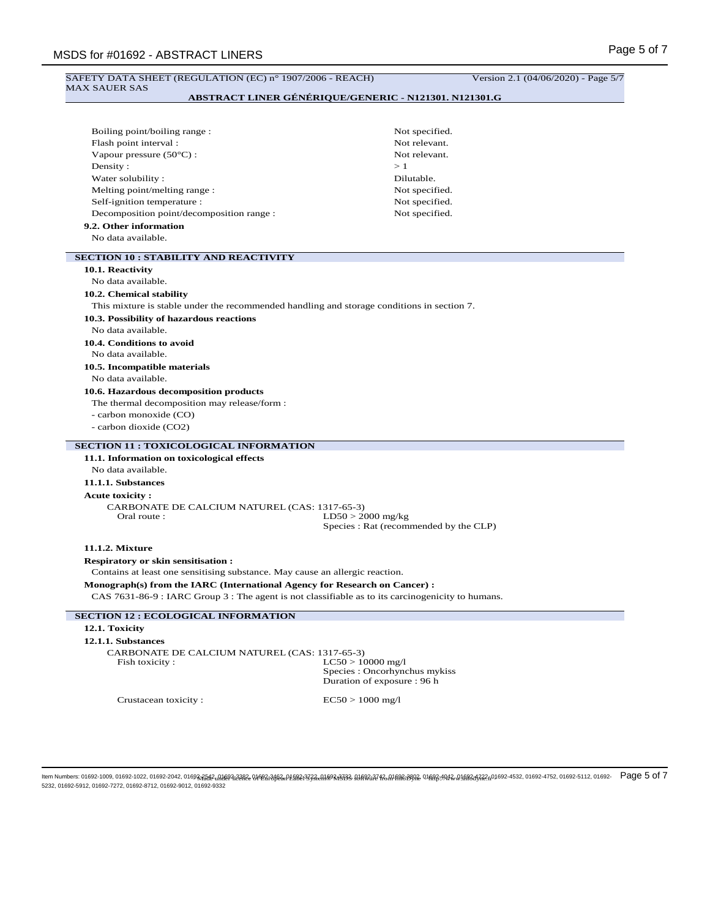| | |
|---|---|
| Boiling point/boiling range : | Not specified. |
| Flash point interval : | Not relevant. |
| Vapour pressure (50°C) : | Not relevant. |
| Density : | > 1 |
| Water solubility : | Dilutable. |
| Melting point/melting range : | Not specified. |
| Self-ignition temperature : | Not specified. |
| Decomposition point/decomposition range : | Not specified. |

**9.2. Other information**

No data available.

## SECTION 10 : STABILITY AND REACTIVITY

**10.1. Reactivity**

No data available.

**10.2. Chemical stability**

This mixture is stable under the recommended handling and storage conditions in section 7.

**10.3. Possibility of hazardous reactions**

No data available.

**10.4. Conditions to avoid**

No data available.

**10.5. Incompatible materials**

No data available.

**10.6. Hazardous decomposition products**

The thermal decomposition may release/form :

- carbon monoxide (CO)
- carbon dioxide (CO2)

## SECTION 11 : TOXICOLOGICAL INFORMATION

**11.1. Information on toxicological effects**

No data available.

**11.1.1. Substances**

**Acute toxicity :**

CARBONATE DE CALCIUM NATUREL (CAS: 1317-65-3)

| | |
|---|---|
| Oral route : | LD50 > 2000 mg/kg<br>Species : Rat (recommended by the CLP) |

**11.1.2. Mixture**

**Respiratory or skin sensitisation :**

Contains at least one sensitising substance. May cause an allergic reaction.

**Monograph(s) from the IARC (International Agency for Research on Cancer) :**

CAS 7631-86-9 : IARC Group 3 : The agent is not classifiable as to its carcinogenicity to humans.

## SECTION 12 : ECOLOGICAL INFORMATION

**12.1. Toxicity**

**12.1.1. Substances**

CARBONATE DE CALCIUM NATUREL (CAS: 1317-65-3)

| | |
|---|---|
| Fish toxicity : | LC50 > 10000 mg/l<br>Species : Oncorhynchus mykiss<br>Duration of exposure : 96 h |
| Crustacean toxicity : | EC50 > 1000 mg/l |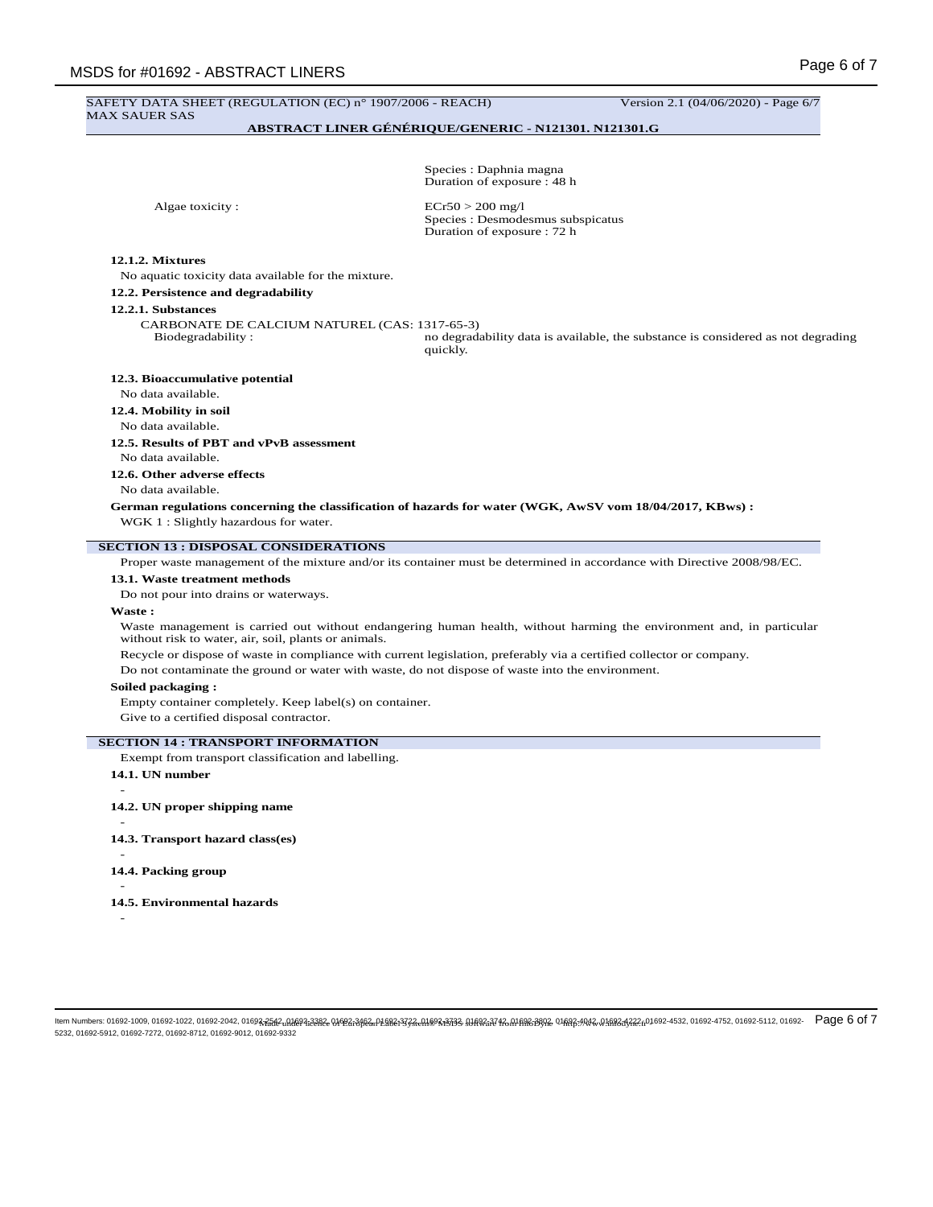Species : Daphnia magna
Duration of exposure : 48 h

Algae toxicity : ECr50 > 200 mg/l
Species : Desmodesmus subspicatus
Duration of exposure : 72 h

**12.1.2. Mixtures**

No aquatic toxicity data available for the mixture.

**12.2. Persistence and degradability**

**12.2.1. Substances**

CARBONATE DE CALCIUM NATUREL (CAS: 1317-65-3)

Biodegradability : no degradability data is available, the substance is considered as not degrading quickly.

**12.3. Bioaccumulative potential**

No data available.

**12.4. Mobility in soil**

No data available.

**12.5. Results of PBT and vPvB assessment**

No data available.

**12.6. Other adverse effects**

No data available.

**German regulations concerning the classification of hazards for water (WGK, AwSV vom 18/04/2017, KBws) :**

WGK 1 : Slightly hazardous for water.

## SECTION 13 : DISPOSAL CONSIDERATIONS

Proper waste management of the mixture and/or its container must be determined in accordance with Directive 2008/98/EC.

**13.1. Waste treatment methods**

Do not pour into drains or waterways.

**Waste :**

Waste management is carried out without endangering human health, without harming the environment and, in particular without risk to water, air, soil, plants or animals.

Recycle or dispose of waste in compliance with current legislation, preferably via a certified collector or company.

Do not contaminate the ground or water with waste, do not dispose of waste into the environment.

**Soiled packaging :**

Empty container completely. Keep label(s) on container.

Give to a certified disposal contractor.

## SECTION 14 : TRANSPORT INFORMATION

Exempt from transport classification and labelling.

**14.1. UN number**

-

**14.2. UN proper shipping name**

-

**14.3. Transport hazard class(es)**

-

**14.4. Packing group**

-

**14.5. Environmental hazards**

-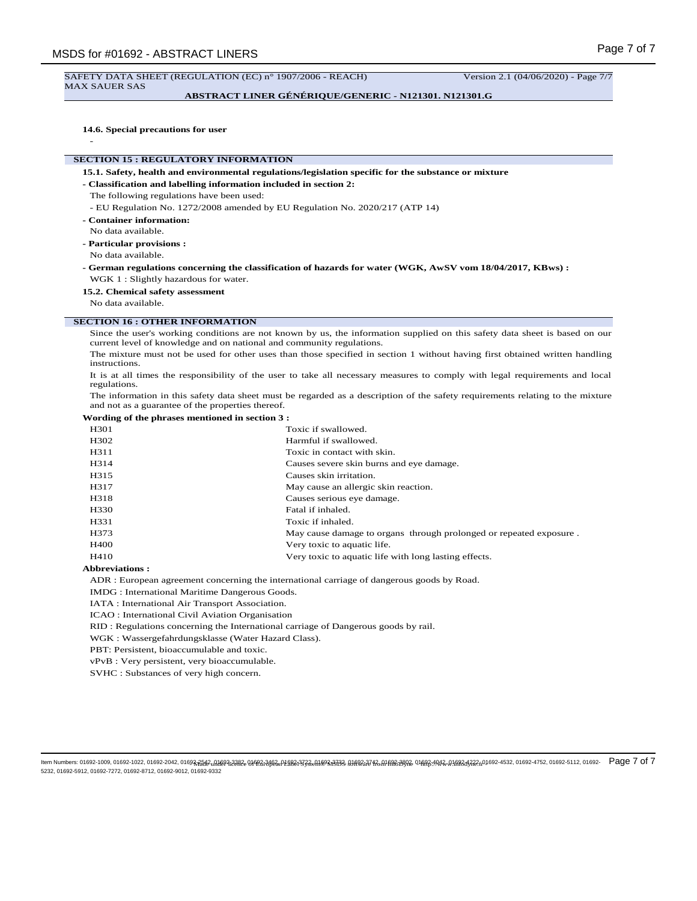#### 14.6. Special precautions for user

-

## SECTION 15 : REGULATORY INFORMATION

**15.1. Safety, health and environmental regulations/legislation specific for the substance or mixture**

**- Classification and labelling information included in section 2:**

The following regulations have been used:

- EU Regulation No. 1272/2008 amended by EU Regulation No. 2020/217 (ATP 14)

**- Container information:**

No data available.

**- Particular provisions :**

No data available.

**- German regulations concerning the classification of hazards for water (WGK, AwSV vom 18/04/2017, KBws) :**

WGK 1 : Slightly hazardous for water.

**15.2. Chemical safety assessment**

No data available.

## SECTION 16 : OTHER INFORMATION

Since the user's working conditions are not known by us, the information supplied on this safety data sheet is based on our current level of knowledge and on national and community regulations.

The mixture must not be used for other uses than those specified in section 1 without having first obtained written handling instructions.

It is at all times the responsibility of the user to take all necessary measures to comply with legal requirements and local regulations.

The information in this safety data sheet must be regarded as a description of the safety requirements relating to the mixture and not as a guarantee of the properties thereof.

**Wording of the phrases mentioned in section 3 :**

| | |
|---|---|
| H301 | Toxic if swallowed. |
| H302 | Harmful if swallowed. |
| H311 | Toxic in contact with skin. |
| H314 | Causes severe skin burns and eye damage. |
| H315 | Causes skin irritation. |
| H317 | May cause an allergic skin reaction. |
| H318 | Causes serious eye damage. |
| H330 | Fatal if inhaled. |
| H331 | Toxic if inhaled. |
| H373 | May cause damage to organs through prolonged or repeated exposure . |
| H400 | Very toxic to aquatic life. |
| H410 | Very toxic to aquatic life with long lasting effects. |

**Abbreviations :**

ADR : European agreement concerning the international carriage of dangerous goods by Road.

IMDG : International Maritime Dangerous Goods.

IATA : International Air Transport Association.

ICAO : International Civil Aviation Organisation

RID : Regulations concerning the International carriage of Dangerous goods by rail.

WGK : Wassergefahrdungsklasse (Water Hazard Class).

PBT: Persistent, bioaccumulable and toxic.

vPvB : Very persistent, very bioaccumulable.

SVHC : Substances of very high concern.